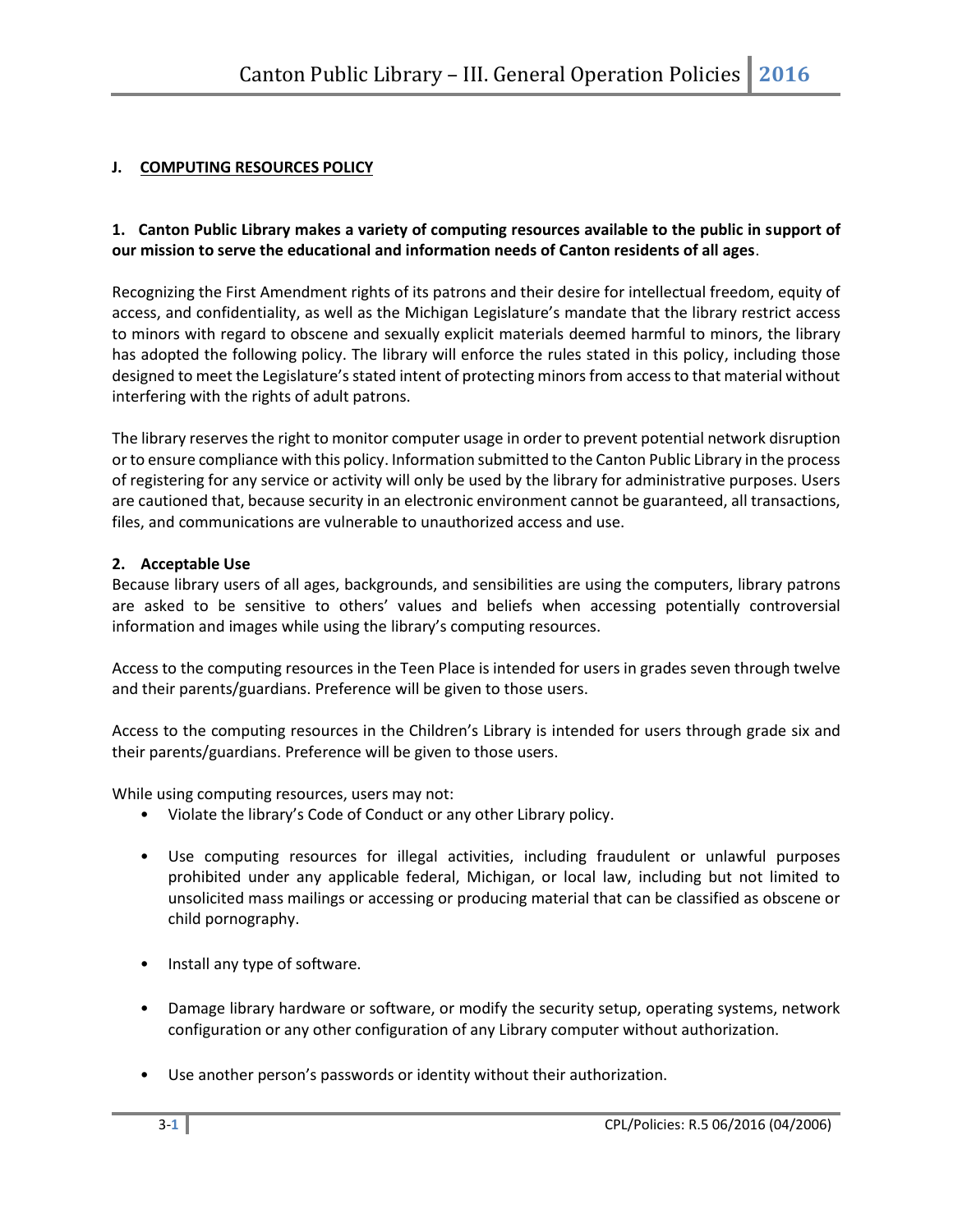## J. <u>COMPUTING RESOURCES POLICY</u>

**1. Canton Public Library makes a variety of computing resources available to the public in support of our mission to serve the educational and information needs of Canton residents of all ages**.

Recognizing the First Amendment rights of its patrons and their desire for intellectual freedom, equity of access, and confidentiality, as well as the Michigan Legislature's mandate that the library restrict access to minors with regard to obscene and sexually explicit materials deemed harmful to minors, the library has adopted the following policy. The library will enforce the rules stated in this policy, including those designed to meet the Legislature's stated intent of protecting minors from access to that material without interfering with the rights of adult patrons.

The library reserves the right to monitor computer usage in order to prevent potential network disruption or to ensure compliance with this policy. Information submitted to the Canton Public Library in the process of registering for any service or activity will only be used by the library for administrative purposes. Users are cautioned that, because security in an electronic environment cannot be guaranteed, all transactions, files, and communications are vulnerable to unauthorized access and use.

**2. Acceptable Use**

Because library users of all ages, backgrounds, and sensibilities are using the computers, library patrons are asked to be sensitive to others' values and beliefs when accessing potentially controversial information and images while using the library's computing resources.

Access to the computing resources in the Teen Place is intended for users in grades seven through twelve and their parents/guardians. Preference will be given to those users.

Access to the computing resources in the Children's Library is intended for users through grade six and their parents/guardians. Preference will be given to those users.

While using computing resources, users may not:

- Violate the library's Code of Conduct or any other Library policy.
- Use computing resources for illegal activities, including fraudulent or unlawful purposes prohibited under any applicable federal, Michigan, or local law, including but not limited to unsolicited mass mailings or accessing or producing material that can be classified as obscene or child pornography.
- Install any type of software.
- Damage library hardware or software, or modify the security setup, operating systems, network configuration or any other configuration of any Library computer without authorization.
- Use another person's passwords or identity without their authorization.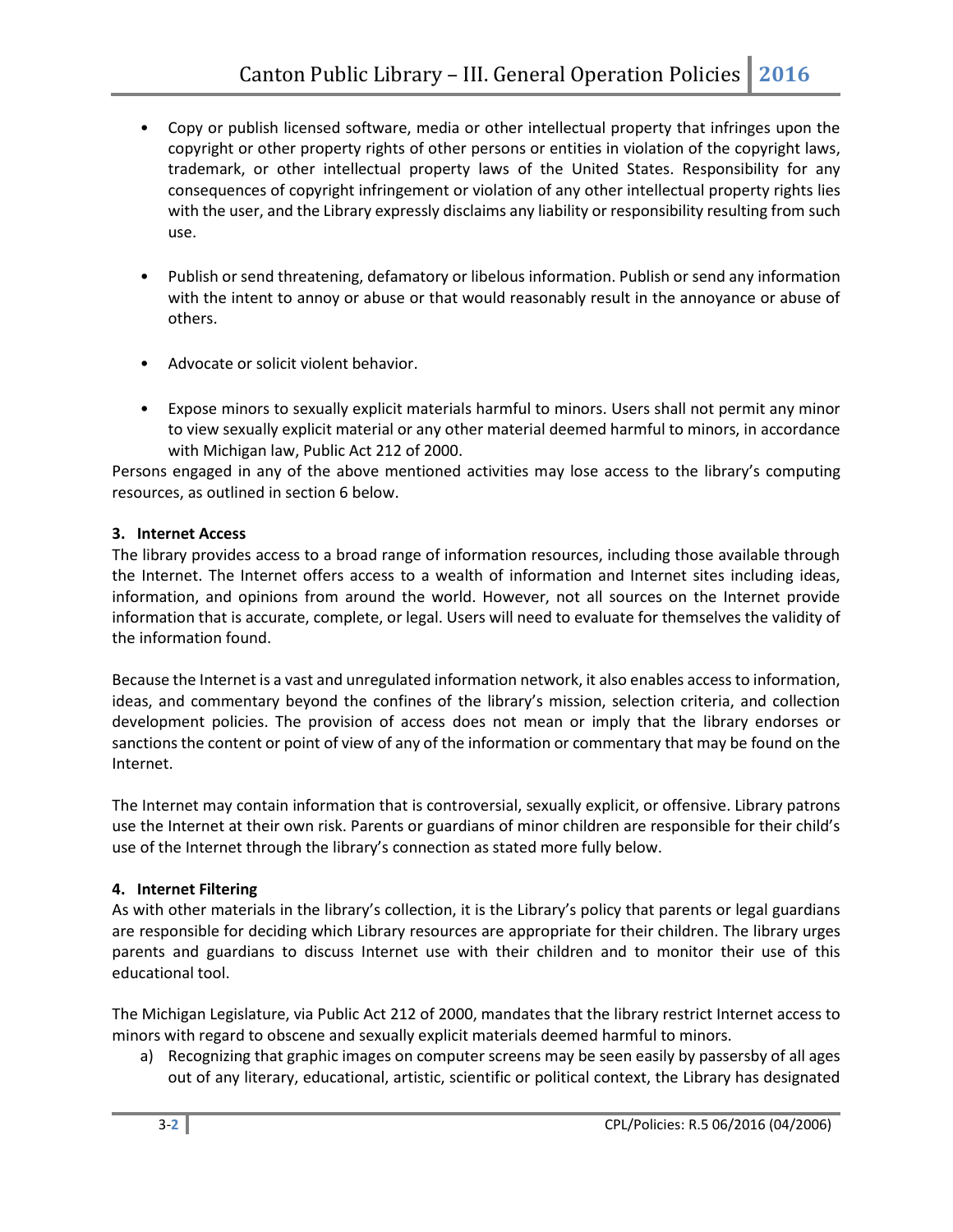- Copy or publish licensed software, media or other intellectual property that infringes upon the copyright or other property rights of other persons or entities in violation of the copyright laws, trademark, or other intellectual property laws of the United States. Responsibility for any consequences of copyright infringement or violation of any other intellectual property rights lies with the user, and the Library expressly disclaims any liability or responsibility resulting from such use.

- Publish or send threatening, defamatory or libelous information. Publish or send any information with the intent to annoy or abuse or that would reasonably result in the annoyance or abuse of others.

- Advocate or solicit violent behavior.

- Expose minors to sexually explicit materials harmful to minors. Users shall not permit any minor to view sexually explicit material or any other material deemed harmful to minors, in accordance with Michigan law, Public Act 212 of 2000.

Persons engaged in any of the above mentioned activities may lose access to the library's computing resources, as outlined in section 6 below.

**3. Internet Access**

The library provides access to a broad range of information resources, including those available through the Internet. The Internet offers access to a wealth of information and Internet sites including ideas, information, and opinions from around the world. However, not all sources on the Internet provide information that is accurate, complete, or legal. Users will need to evaluate for themselves the validity of the information found.

Because the Internet is a vast and unregulated information network, it also enables access to information, ideas, and commentary beyond the confines of the library's mission, selection criteria, and collection development policies. The provision of access does not mean or imply that the library endorses or sanctions the content or point of view of any of the information or commentary that may be found on the Internet.

The Internet may contain information that is controversial, sexually explicit, or offensive. Library patrons use the Internet at their own risk. Parents or guardians of minor children are responsible for their child's use of the Internet through the library's connection as stated more fully below.

**4. Internet Filtering**

As with other materials in the library's collection, it is the Library's policy that parents or legal guardians are responsible for deciding which Library resources are appropriate for their children. The library urges parents and guardians to discuss Internet use with their children and to monitor their use of this educational tool.

The Michigan Legislature, via Public Act 212 of 2000, mandates that the library restrict Internet access to minors with regard to obscene and sexually explicit materials deemed harmful to minors.

a) Recognizing that graphic images on computer screens may be seen easily by passersby of all ages out of any literary, educational, artistic, scientific or political context, the Library has designated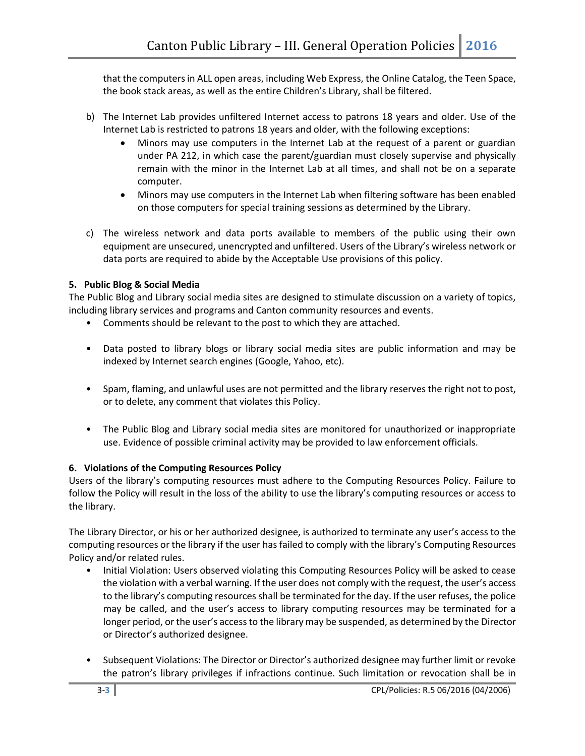that the computers in ALL open areas, including Web Express, the Online Catalog, the Teen Space, the book stack areas, as well as the entire Children's Library, shall be filtered.

b) The Internet Lab provides unfiltered Internet access to patrons 18 years and older. Use of the Internet Lab is restricted to patrons 18 years and older, with the following exceptions:
   - Minors may use computers in the Internet Lab at the request of a parent or guardian under PA 212, in which case the parent/guardian must closely supervise and physically remain with the minor in the Internet Lab at all times, and shall not be on a separate computer.
   - Minors may use computers in the Internet Lab when filtering software has been enabled on those computers for special training sessions as determined by the Library.

c) The wireless network and data ports available to members of the public using their own equipment are unsecured, unencrypted and unfiltered. Users of the Library's wireless network or data ports are required to abide by the Acceptable Use provisions of this policy.

**5. Public Blog & Social Media**

The Public Blog and Library social media sites are designed to stimulate discussion on a variety of topics, including library services and programs and Canton community resources and events.

- Comments should be relevant to the post to which they are attached.
- Data posted to library blogs or library social media sites are public information and may be indexed by Internet search engines (Google, Yahoo, etc).
- Spam, flaming, and unlawful uses are not permitted and the library reserves the right not to post, or to delete, any comment that violates this Policy.
- The Public Blog and Library social media sites are monitored for unauthorized or inappropriate use. Evidence of possible criminal activity may be provided to law enforcement officials.

**6. Violations of the Computing Resources Policy**

Users of the library's computing resources must adhere to the Computing Resources Policy. Failure to follow the Policy will result in the loss of the ability to use the library's computing resources or access to the library.

The Library Director, or his or her authorized designee, is authorized to terminate any user's access to the computing resources or the library if the user has failed to comply with the library's Computing Resources Policy and/or related rules.

- Initial Violation: Users observed violating this Computing Resources Policy will be asked to cease the violation with a verbal warning. If the user does not comply with the request, the user's access to the library's computing resources shall be terminated for the day. If the user refuses, the police may be called, and the user's access to library computing resources may be terminated for a longer period, or the user's access to the library may be suspended, as determined by the Director or Director's authorized designee.
- Subsequent Violations: The Director or Director's authorized designee may further limit or revoke the patron's library privileges if infractions continue. Such limitation or revocation shall be in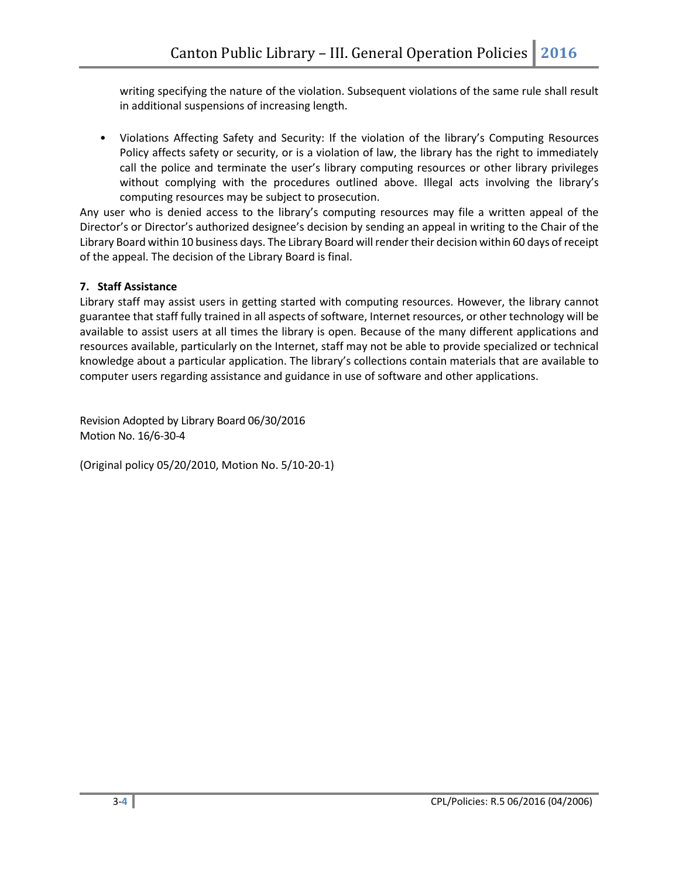writing specifying the nature of the violation. Subsequent violations of the same rule shall result in additional suspensions of increasing length.

- Violations Affecting Safety and Security: If the violation of the library's Computing Resources Policy affects safety or security, or is a violation of law, the library has the right to immediately call the police and terminate the user's library computing resources or other library privileges without complying with the procedures outlined above. Illegal acts involving the library's computing resources may be subject to prosecution.

Any user who is denied access to the library's computing resources may file a written appeal of the Director's or Director's authorized designee's decision by sending an appeal in writing to the Chair of the Library Board within 10 business days. The Library Board will render their decision within 60 days of receipt of the appeal. The decision of the Library Board is final.

**7. Staff Assistance**

Library staff may assist users in getting started with computing resources. However, the library cannot guarantee that staff fully trained in all aspects of software, Internet resources, or other technology will be available to assist users at all times the library is open. Because of the many different applications and resources available, particularly on the Internet, staff may not be able to provide specialized or technical knowledge about a particular application. The library's collections contain materials that are available to computer users regarding assistance and guidance in use of software and other applications.

Revision Adopted by Library Board 06/30/2016
Motion No. 16/6-30-4

(Original policy 05/20/2010, Motion No. 5/10-20-1)